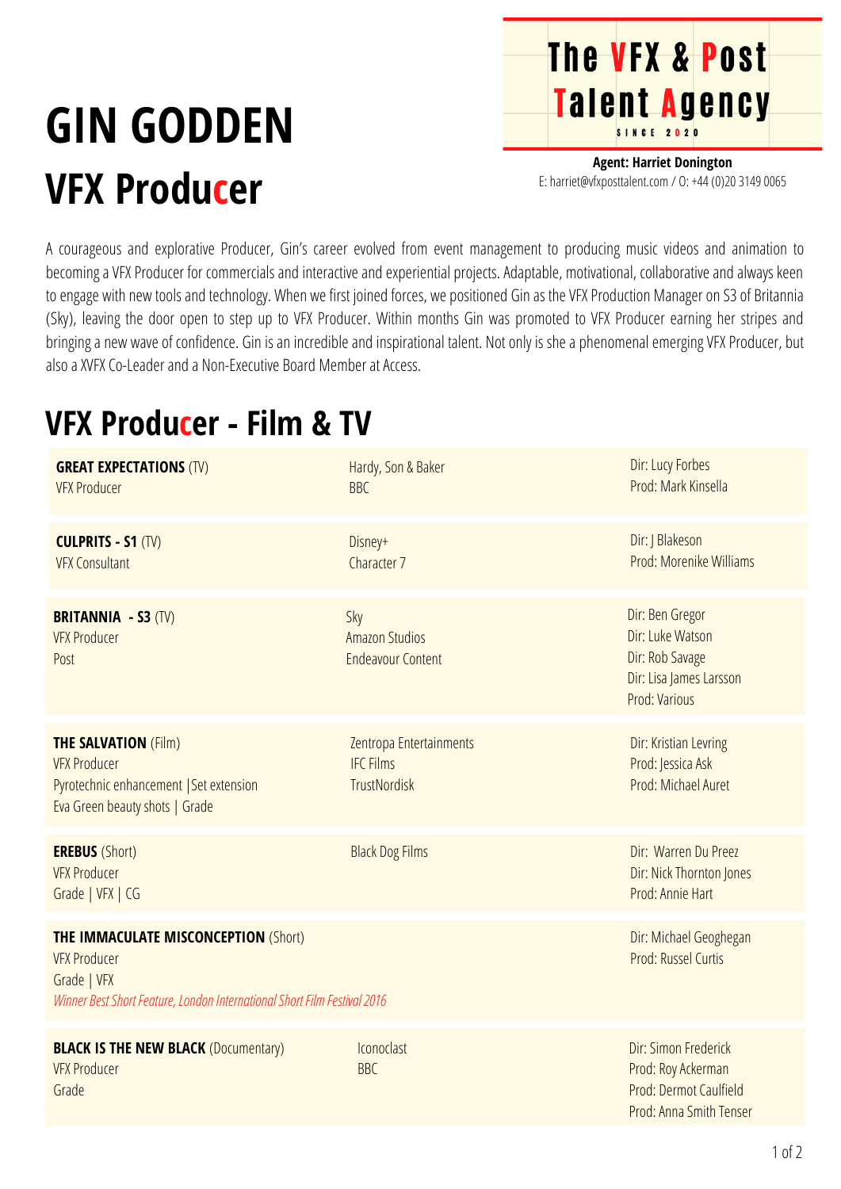# GIN GODDEN

## VFX Producer

**The VFX & Post Talent Agency**
SINCE 2020

**Agent: Harriet Donington**
E: harriet@vfxposttalent.com / O: +44 (0)20 3149 0065

A courageous and explorative Producer, Gin's career evolved from event management to producing music videos and animation to becoming a VFX Producer for commercials and interactive and experiential projects. Adaptable, motivational, collaborative and always keen to engage with new tools and technology. When we first joined forces, we positioned Gin as the VFX Production Manager on S3 of Britannia (Sky), leaving the door open to step up to VFX Producer. Within months Gin was promoted to VFX Producer earning her stripes and bringing a new wave of confidence. Gin is an incredible and inspirational talent. Not only is she a phenomenal emerging VFX Producer, but also a XVFX Co-Leader and a Non-Executive Board Member at Access.

## VFX Producer - Film & TV

| | | |
|---|---|---|
| **GREAT EXPECTATIONS** (TV)<br>VFX Producer | Hardy, Son & Baker<br>BBC | Dir: Lucy Forbes<br>Prod: Mark Kinsella |
| **CULPRITS - S1** (TV)<br>VFX Consultant | Disney+<br>Character 7 | Dir: J Blakeson<br>Prod: Morenike Williams |
| **BRITANNIA - S3** (TV)<br>VFX Producer<br>Post | Sky<br>Amazon Studios<br>Endeavour Content | Dir: Ben Gregor<br>Dir: Luke Watson<br>Dir: Rob Savage<br>Dir: Lisa James Larsson<br>Prod: Various |
| **THE SALVATION** (Film)<br>VFX Producer<br>Pyrotechnic enhancement \|Set extension<br>Eva Green beauty shots \| Grade | Zentropa Entertainments<br>IFC Films<br>TrustNordisk | Dir: Kristian Levring<br>Prod: Jessica Ask<br>Prod: Michael Auret |
| **EREBUS** (Short)<br>VFX Producer<br>Grade \| VFX \| CG | Black Dog Films | Dir: Warren Du Preez<br>Dir: Nick Thornton Jones<br>Prod: Annie Hart |
| **THE IMMACULATE MISCONCEPTION** (Short)<br>VFX Producer<br>Grade \| VFX<br>*Winner Best Short Feature, London International Short Film Festival 2016* | | Dir: Michael Geoghegan<br>Prod: Russel Curtis |
| **BLACK IS THE NEW BLACK** (Documentary)<br>VFX Producer<br>Grade | Iconoclast<br>BBC | Dir: Simon Frederick<br>Prod: Roy Ackerman<br>Prod: Dermot Caulfield<br>Prod: Anna Smith Tenser |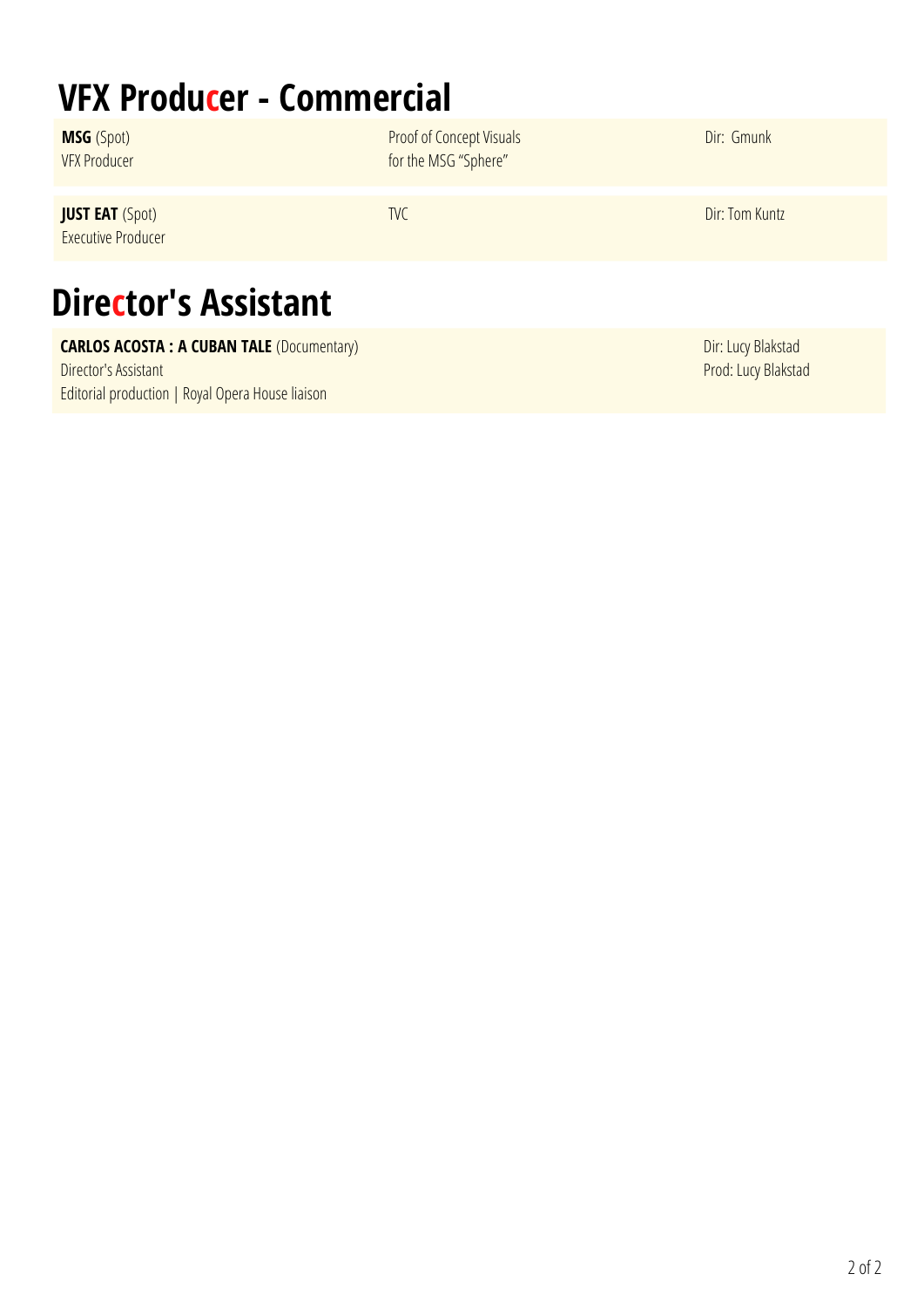# VFX Producer - Commercial

| | | |
|---|---|---|
| **MSG** (Spot)<br>VFX Producer | Proof of Concept Visuals<br>for the MSG "Sphere" | Dir: Gmunk |
| **JUST EAT** (Spot)<br>Executive Producer | TVC | Dir: Tom Kuntz |

# Director's Assistant

| | |
|---|---|
| **CARLOS ACOSTA : A CUBAN TALE** (Documentary)<br>Director's Assistant<br>Editorial production \| Royal Opera House liaison | Dir: Lucy Blakstad<br>Prod: Lucy Blakstad |